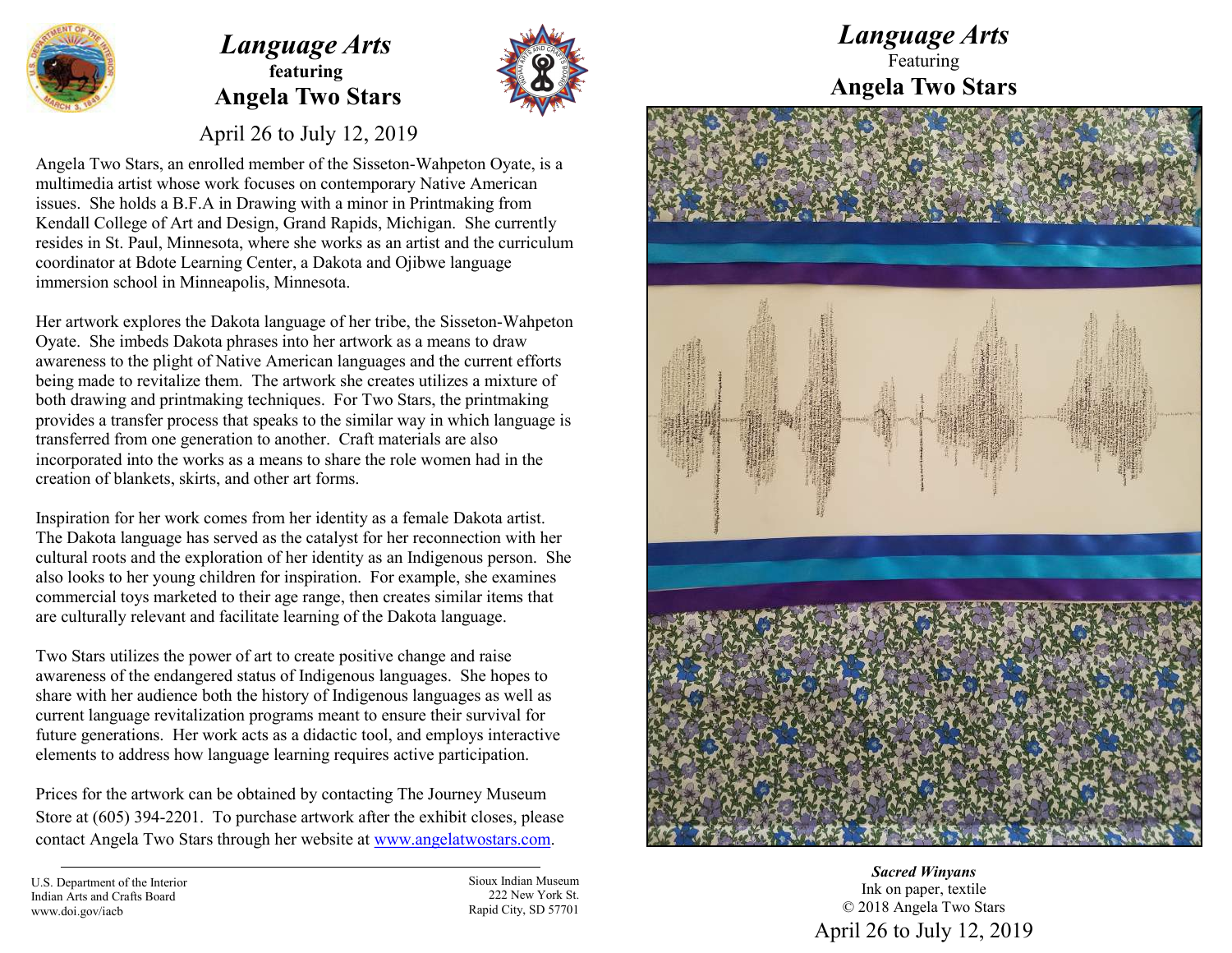# *Language Arts*
**featuring**
## Angela Two Stars

April 26 to July 12, 2019

Angela Two Stars, an enrolled member of the Sisseton-Wahpeton Oyate, is a multimedia artist whose work focuses on contemporary Native American issues. She holds a B.F.A in Drawing with a minor in Printmaking from Kendall College of Art and Design, Grand Rapids, Michigan. She currently resides in St. Paul, Minnesota, where she works as an artist and the curriculum coordinator at Bdote Learning Center, a Dakota and Ojibwe language immersion school in Minneapolis, Minnesota.

Her artwork explores the Dakota language of her tribe, the Sisseton-Wahpeton Oyate. She imbeds Dakota phrases into her artwork as a means to draw awareness to the plight of Native American languages and the current efforts being made to revitalize them. The artwork she creates utilizes a mixture of both drawing and printmaking techniques. For Two Stars, the printmaking provides a transfer process that speaks to the similar way in which language is transferred from one generation to another. Craft materials are also incorporated into the works as a means to share the role women had in the creation of blankets, skirts, and other art forms.

Inspiration for her work comes from her identity as a female Dakota artist. The Dakota language has served as the catalyst for her reconnection with her cultural roots and the exploration of her identity as an Indigenous person. She also looks to her young children for inspiration. For example, she examines commercial toys marketed to their age range, then creates similar items that are culturally relevant and facilitate learning of the Dakota language.

Two Stars utilizes the power of art to create positive change and raise awareness of the endangered status of Indigenous languages. She hopes to share with her audience both the history of Indigenous languages as well as current language revitalization programs meant to ensure their survival for future generations. Her work acts as a didactic tool, and employs interactive elements to address how language learning requires active participation.

Prices for the artwork can be obtained by contacting The Journey Museum Store at (605) 394-2201. To purchase artwork after the exhibit closes, please contact Angela Two Stars through her website at www.angelatwostars.com.

---

U.S. Department of the Interior
Indian Arts and Crafts Board
www.doi.gov/iacb

Sioux Indian Museum
222 New York St.
Rapid City, SD 57701

# *Language Arts*
Featuring
## Angela Two Stars

***Sacred Winyans***
Ink on paper, textile
© 2018 Angela Two Stars

April 26 to July 12, 2019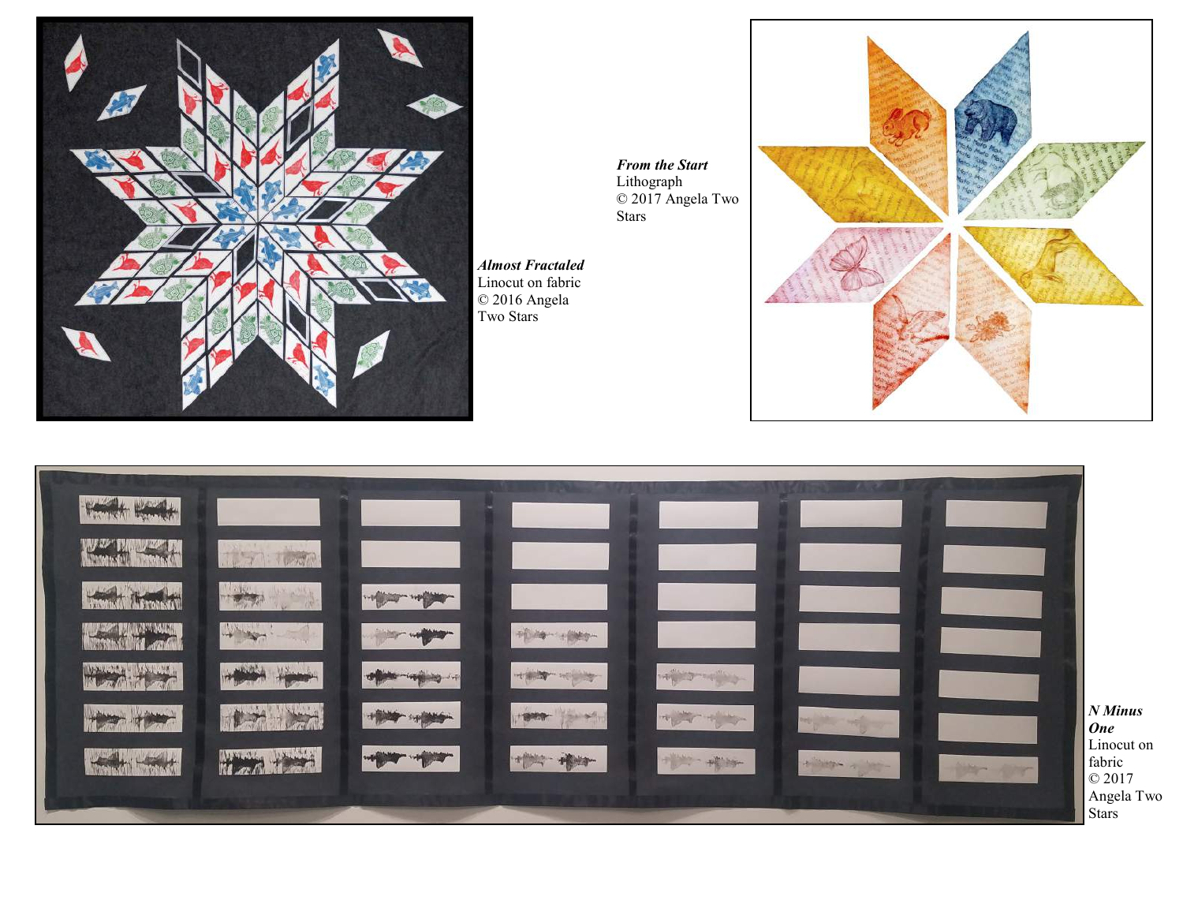***Almost Fractaled***
Linocut on fabric
© 2016 Angela Two Stars

***From the Start***
Lithograph
© 2017 Angela Two Stars

***N Minus One***
Linocut on fabric
© 2017 Angela Two Stars